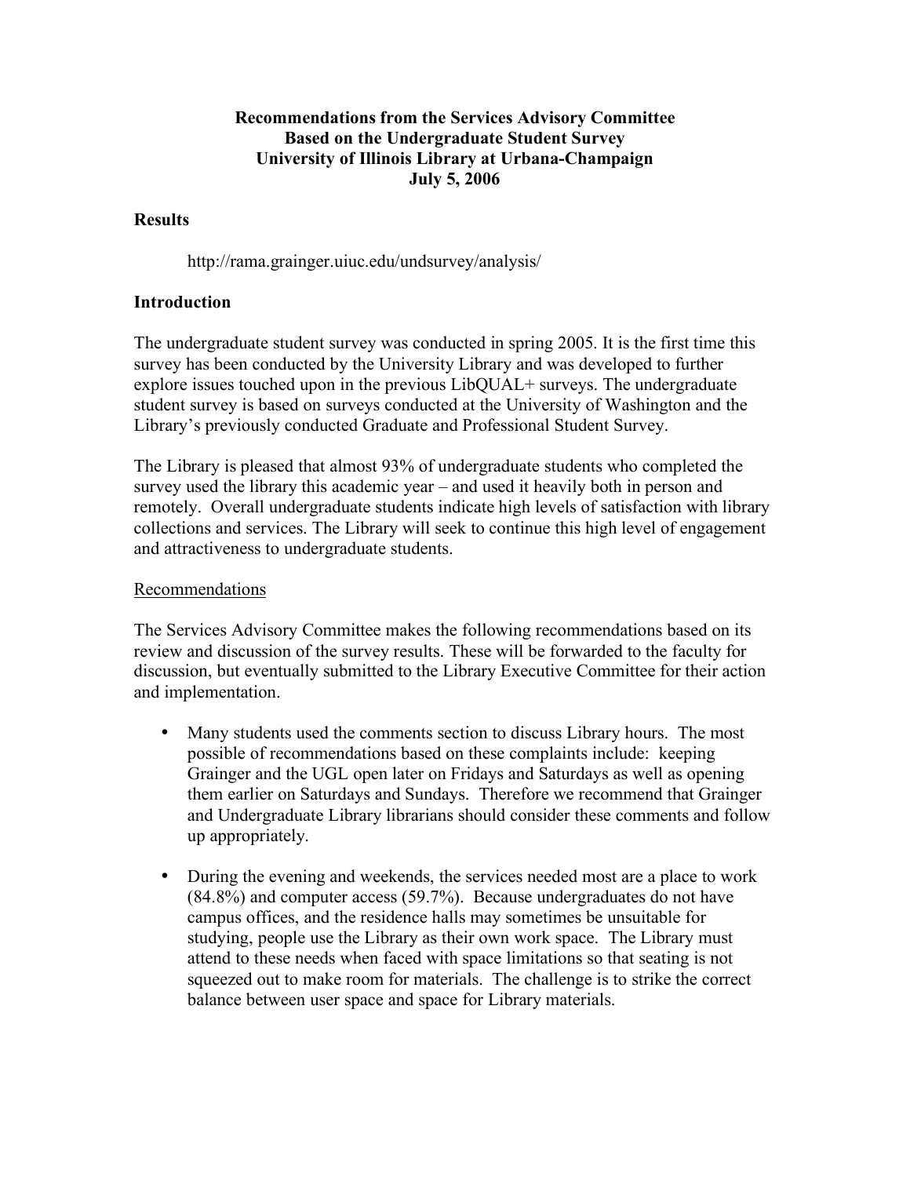**Recommendations from the Services Advisory Committee**
**Based on the Undergraduate Student Survey**
**University of Illinois Library at Urbana-Champaign**
**July 5, 2006**

## Results

http://rama.grainger.uiuc.edu/undsurvey/analysis/

## Introduction

The undergraduate student survey was conducted in spring 2005. It is the first time this survey has been conducted by the University Library and was developed to further explore issues touched upon in the previous LibQUAL+ surveys. The undergraduate student survey is based on surveys conducted at the University of Washington and the Library's previously conducted Graduate and Professional Student Survey.

The Library is pleased that almost 93% of undergraduate students who completed the survey used the library this academic year – and used it heavily both in person and remotely. Overall undergraduate students indicate high levels of satisfaction with library collections and services. The Library will seek to continue this high level of engagement and attractiveness to undergraduate students.

### Recommendations

The Services Advisory Committee makes the following recommendations based on its review and discussion of the survey results. These will be forwarded to the faculty for discussion, but eventually submitted to the Library Executive Committee for their action and implementation.

- Many students used the comments section to discuss Library hours. The most possible of recommendations based on these complaints include: keeping Grainger and the UGL open later on Fridays and Saturdays as well as opening them earlier on Saturdays and Sundays. Therefore we recommend that Grainger and Undergraduate Library librarians should consider these comments and follow up appropriately.

- During the evening and weekends, the services needed most are a place to work (84.8%) and computer access (59.7%). Because undergraduates do not have campus offices, and the residence halls may sometimes be unsuitable for studying, people use the Library as their own work space. The Library must attend to these needs when faced with space limitations so that seating is not squeezed out to make room for materials. The challenge is to strike the correct balance between user space and space for Library materials.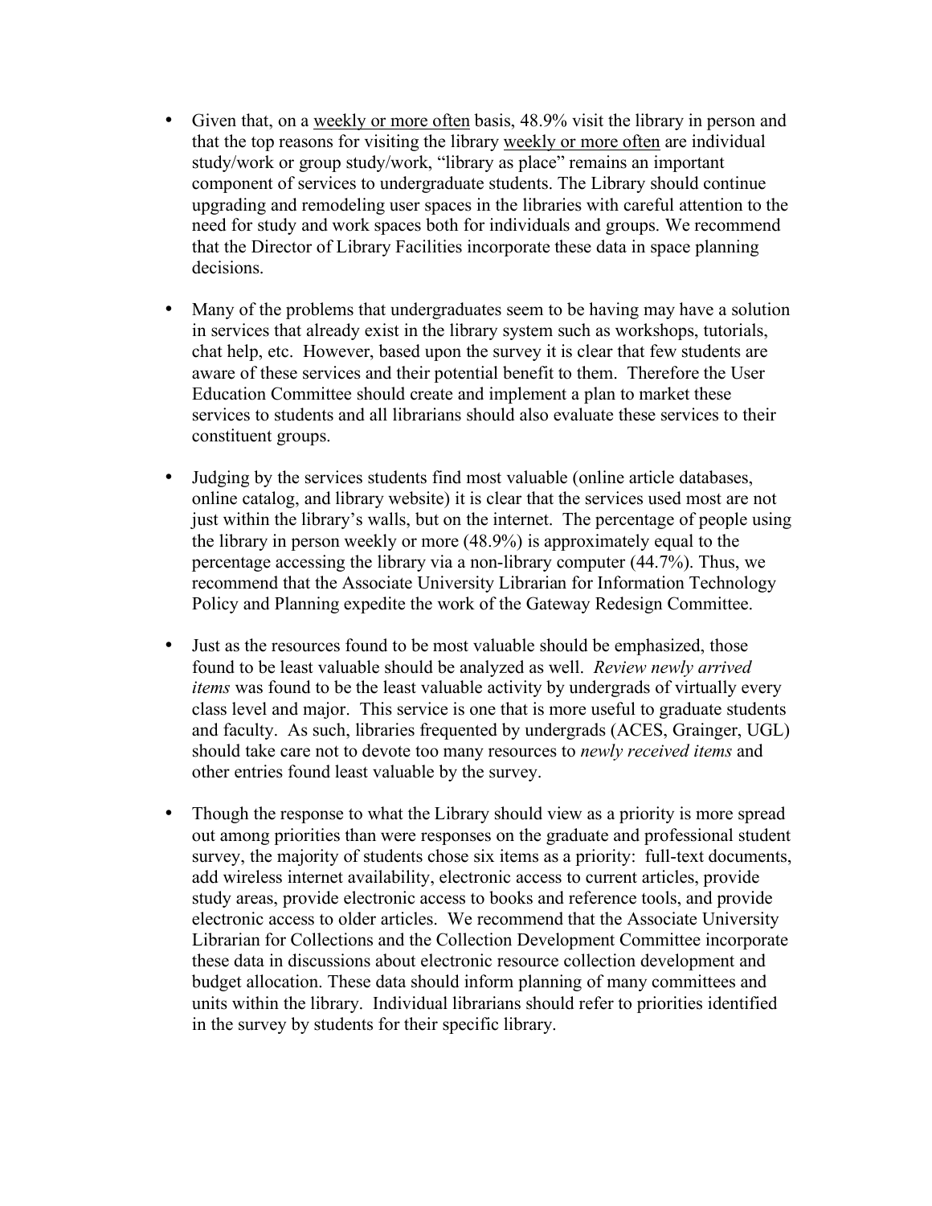- Given that, on a weekly or more often basis, 48.9% visit the library in person and that the top reasons for visiting the library weekly or more often are individual study/work or group study/work, "library as place" remains an important component of services to undergraduate students. The Library should continue upgrading and remodeling user spaces in the libraries with careful attention to the need for study and work spaces both for individuals and groups. We recommend that the Director of Library Facilities incorporate these data in space planning decisions.

- Many of the problems that undergraduates seem to be having may have a solution in services that already exist in the library system such as workshops, tutorials, chat help, etc. However, based upon the survey it is clear that few students are aware of these services and their potential benefit to them. Therefore the User Education Committee should create and implement a plan to market these services to students and all librarians should also evaluate these services to their constituent groups.

- Judging by the services students find most valuable (online article databases, online catalog, and library website) it is clear that the services used most are not just within the library's walls, but on the internet. The percentage of people using the library in person weekly or more (48.9%) is approximately equal to the percentage accessing the library via a non-library computer (44.7%). Thus, we recommend that the Associate University Librarian for Information Technology Policy and Planning expedite the work of the Gateway Redesign Committee.

- Just as the resources found to be most valuable should be emphasized, those found to be least valuable should be analyzed as well. *Review newly arrived items* was found to be the least valuable activity by undergrads of virtually every class level and major. This service is one that is more useful to graduate students and faculty. As such, libraries frequented by undergrads (ACES, Grainger, UGL) should take care not to devote too many resources to *newly received items* and other entries found least valuable by the survey.

- Though the response to what the Library should view as a priority is more spread out among priorities than were responses on the graduate and professional student survey, the majority of students chose six items as a priority: full-text documents, add wireless internet availability, electronic access to current articles, provide study areas, provide electronic access to books and reference tools, and provide electronic access to older articles. We recommend that the Associate University Librarian for Collections and the Collection Development Committee incorporate these data in discussions about electronic resource collection development and budget allocation. These data should inform planning of many committees and units within the library. Individual librarians should refer to priorities identified in the survey by students for their specific library.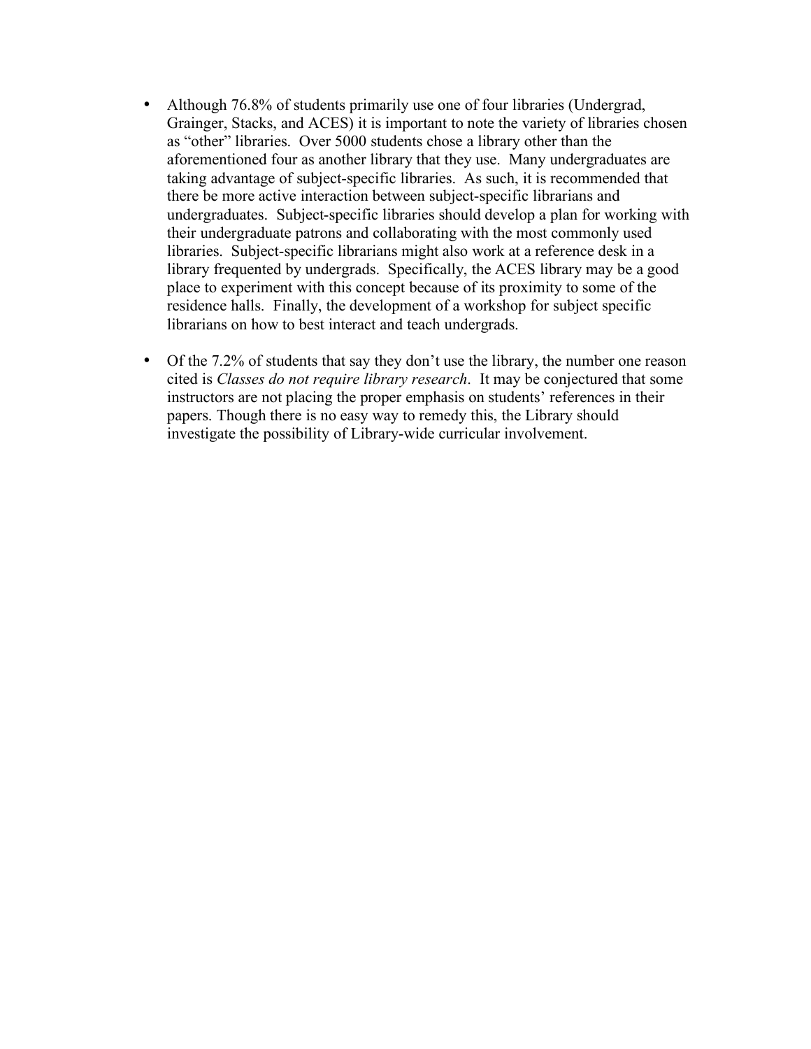- Although 76.8% of students primarily use one of four libraries (Undergrad, Grainger, Stacks, and ACES) it is important to note the variety of libraries chosen as "other" libraries. Over 5000 students chose a library other than the aforementioned four as another library that they use. Many undergraduates are taking advantage of subject-specific libraries. As such, it is recommended that there be more active interaction between subject-specific librarians and undergraduates. Subject-specific libraries should develop a plan for working with their undergraduate patrons and collaborating with the most commonly used libraries. Subject-specific librarians might also work at a reference desk in a library frequented by undergrads. Specifically, the ACES library may be a good place to experiment with this concept because of its proximity to some of the residence halls. Finally, the development of a workshop for subject specific librarians on how to best interact and teach undergrads.

- Of the 7.2% of students that say they don't use the library, the number one reason cited is *Classes do not require library research*. It may be conjectured that some instructors are not placing the proper emphasis on students' references in their papers. Though there is no easy way to remedy this, the Library should investigate the possibility of Library-wide curricular involvement.